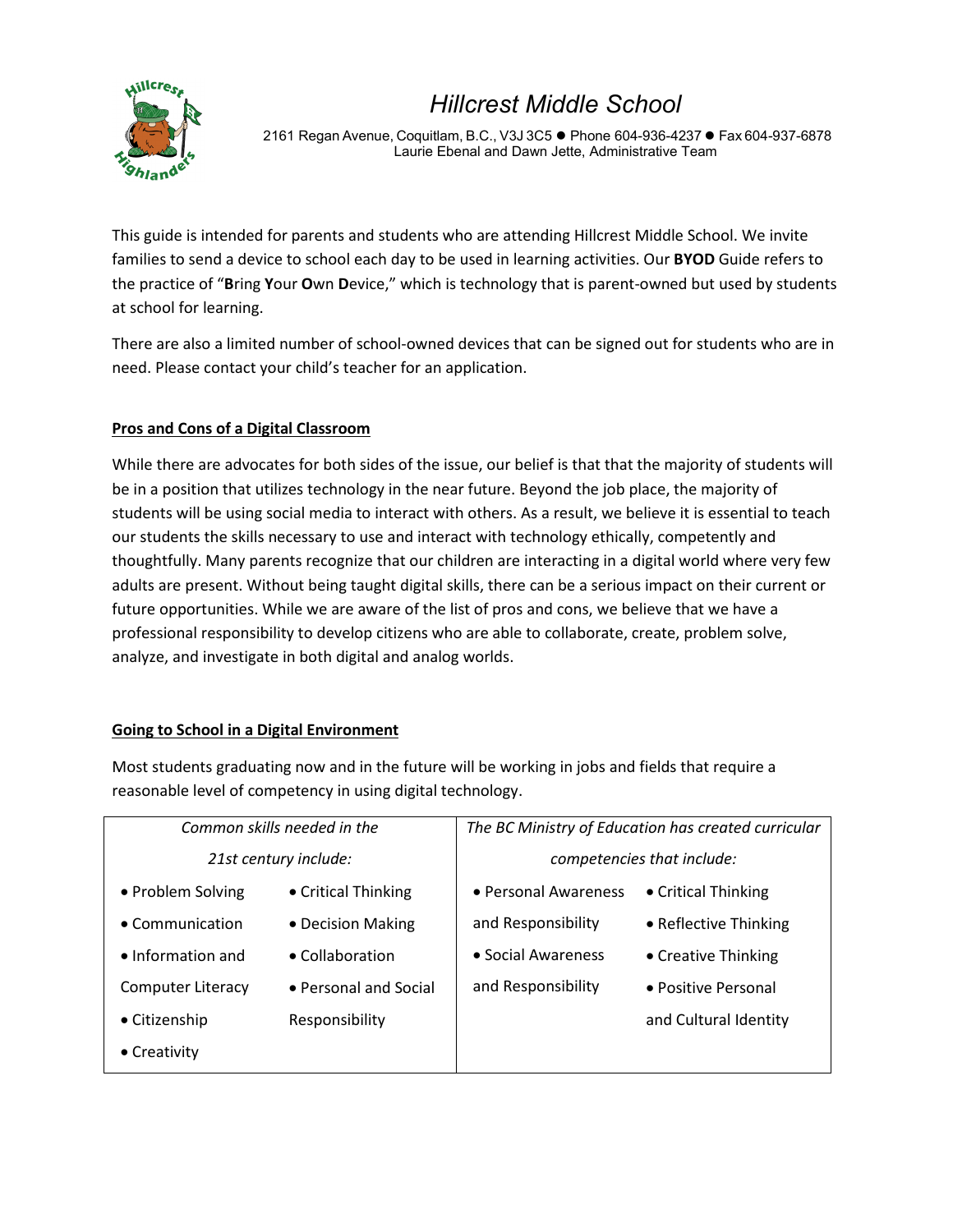# Hillcrest Middle School

2161 Regan Avenue, Coquitlam, B.C., V3J 3C5 ● Phone 604-936-4237 ● Fax 604-937-6878
Laurie Ebenal and Dawn Jette, Administrative Team

This guide is intended for parents and students who are attending Hillcrest Middle School. We invite families to send a device to school each day to be used in learning activities. Our **BYOD** Guide refers to the practice of "**B**ring **Y**our **O**wn **D**evice," which is technology that is parent-owned but used by students at school for learning.

There are also a limited number of school-owned devices that can be signed out for students who are in need. Please contact your child's teacher for an application.

## Pros and Cons of a Digital Classroom

While there are advocates for both sides of the issue, our belief is that that the majority of students will be in a position that utilizes technology in the near future. Beyond the job place, the majority of students will be using social media to interact with others. As a result, we believe it is essential to teach our students the skills necessary to use and interact with technology ethically, competently and thoughtfully. Many parents recognize that our children are interacting in a digital world where very few adults are present. Without being taught digital skills, there can be a serious impact on their current or future opportunities. While we are aware of the list of pros and cons, we believe that we have a professional responsibility to develop citizens who are able to collaborate, create, problem solve, analyze, and investigate in both digital and analog worlds.

## Going to School in a Digital Environment

Most students graduating now and in the future will be working in jobs and fields that require a reasonable level of competency in using digital technology.

| *Common skills needed in the 21st century include:* | | *The BC Ministry of Education has created curricular competencies that include:* | |
|---|---|---|---|
| • Problem Solving | • Critical Thinking | • Personal Awareness and Responsibility | • Critical Thinking |
| • Communication | • Decision Making | • Social Awareness and Responsibility | • Reflective Thinking |
| • Information and Computer Literacy | • Collaboration | | • Creative Thinking |
| • Citizenship | • Personal and Social Responsibility | | • Positive Personal and Cultural Identity |
| • Creativity | | | |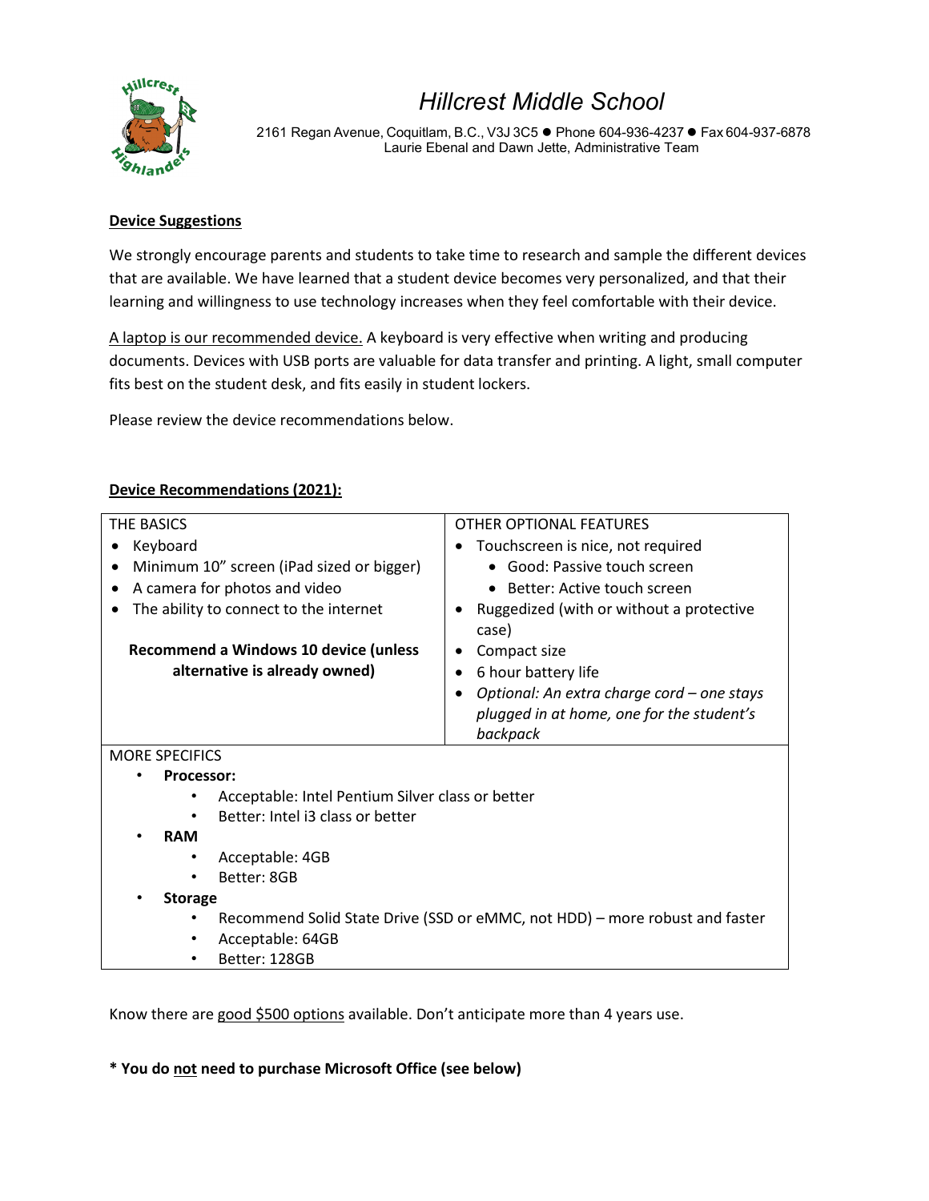# Hillcrest Middle School

2161 Regan Avenue, Coquitlam, B.C., V3J 3C5 ● Phone 604-936-4237 ● Fax 604-937-6878
Laurie Ebenal and Dawn Jette, Administrative Team

**Device Suggestions**

We strongly encourage parents and students to take time to research and sample the different devices that are available. We have learned that a student device becomes very personalized, and that their learning and willingness to use technology increases when they feel comfortable with their device.

A laptop is our recommended device. A keyboard is very effective when writing and producing documents. Devices with USB ports are valuable for data transfer and printing. A light, small computer fits best on the student desk, and fits easily in student lockers.

Please review the device recommendations below.

**Device Recommendations (2021):**

| THE BASICS | OTHER OPTIONAL FEATURES |
|---|---|
| • Keyboard<br>• Minimum 10" screen (iPad sized or bigger)<br>• A camera for photos and video<br>• The ability to connect to the internet<br><br>**Recommend a Windows 10 device (unless alternative is already owned)** | • Touchscreen is nice, not required<br>  • Good: Passive touch screen<br>  • Better: Active touch screen<br>• Ruggedized (with or without a protective case)<br>• Compact size<br>• 6 hour battery life<br>• *Optional: An extra charge cord – one stays plugged in at home, one for the student's backpack* |

MORE SPECIFICS

- **Processor:**
  - Acceptable: Intel Pentium Silver class or better
  - Better: Intel i3 class or better
- **RAM**
  - Acceptable: 4GB
  - Better: 8GB
- **Storage**
  - Recommend Solid State Drive (SSD or eMMC, not HDD) – more robust and faster
  - Acceptable: 64GB
  - Better: 128GB

Know there are good $500 options available. Don't anticipate more than 4 years use.

**\* You do not need to purchase Microsoft Office (see below)**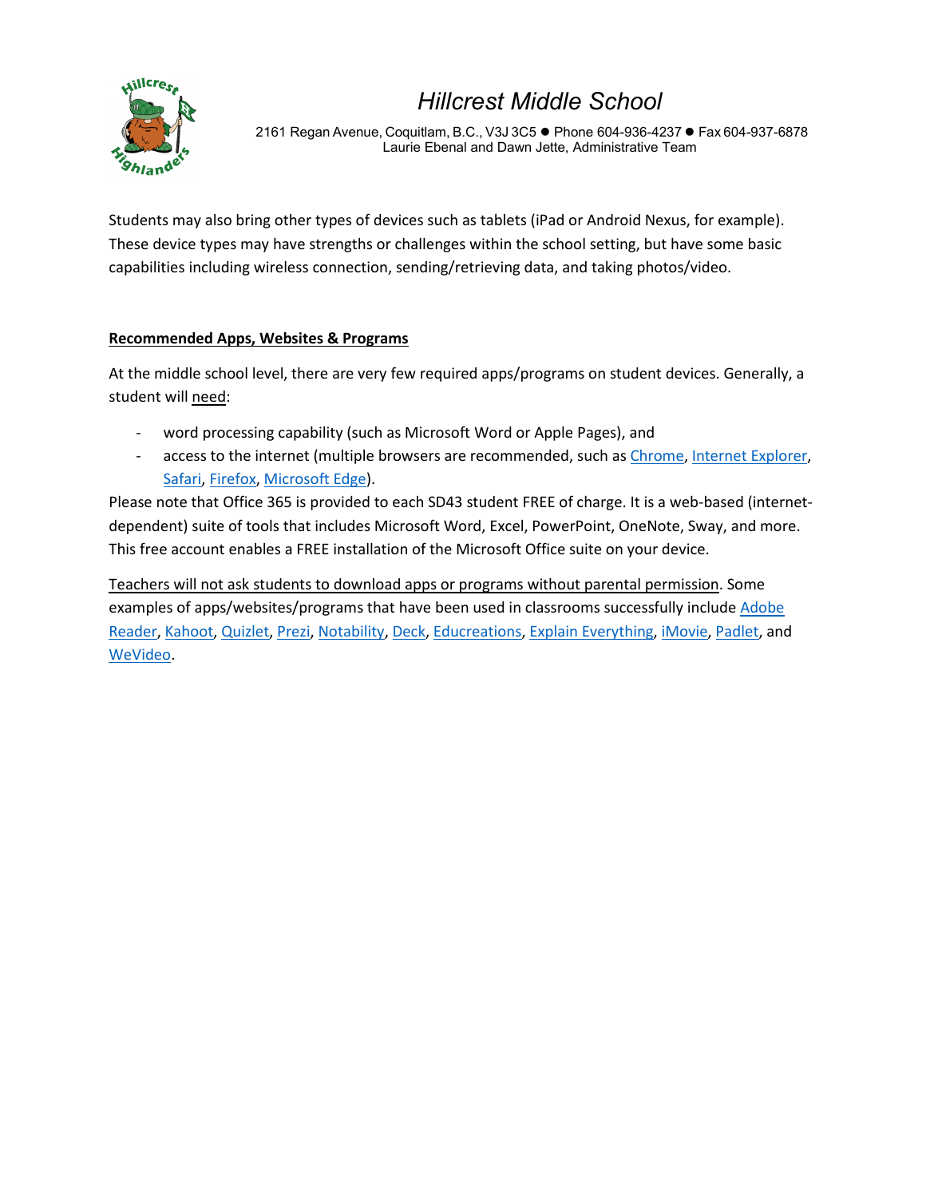Students may also bring other types of devices such as tablets (iPad or Android Nexus, for example). These device types may have strengths or challenges within the school setting, but have some basic capabilities including wireless connection, sending/retrieving data, and taking photos/video.

## Recommended Apps, Websites & Programs

At the middle school level, there are very few required apps/programs on student devices. Generally, a student will need:

- word processing capability (such as Microsoft Word or Apple Pages), and
- access to the internet (multiple browsers are recommended, such as Chrome, Internet Explorer, Safari, Firefox, Microsoft Edge).

Please note that Office 365 is provided to each SD43 student FREE of charge. It is a web-based (internet-dependent) suite of tools that includes Microsoft Word, Excel, PowerPoint, OneNote, Sway, and more. This free account enables a FREE installation of the Microsoft Office suite on your device.

Teachers will not ask students to download apps or programs without parental permission. Some examples of apps/websites/programs that have been used in classrooms successfully include Adobe Reader, Kahoot, Quizlet, Prezi, Notability, Deck, Educreations, Explain Everything, iMovie, Padlet, and WeVideo.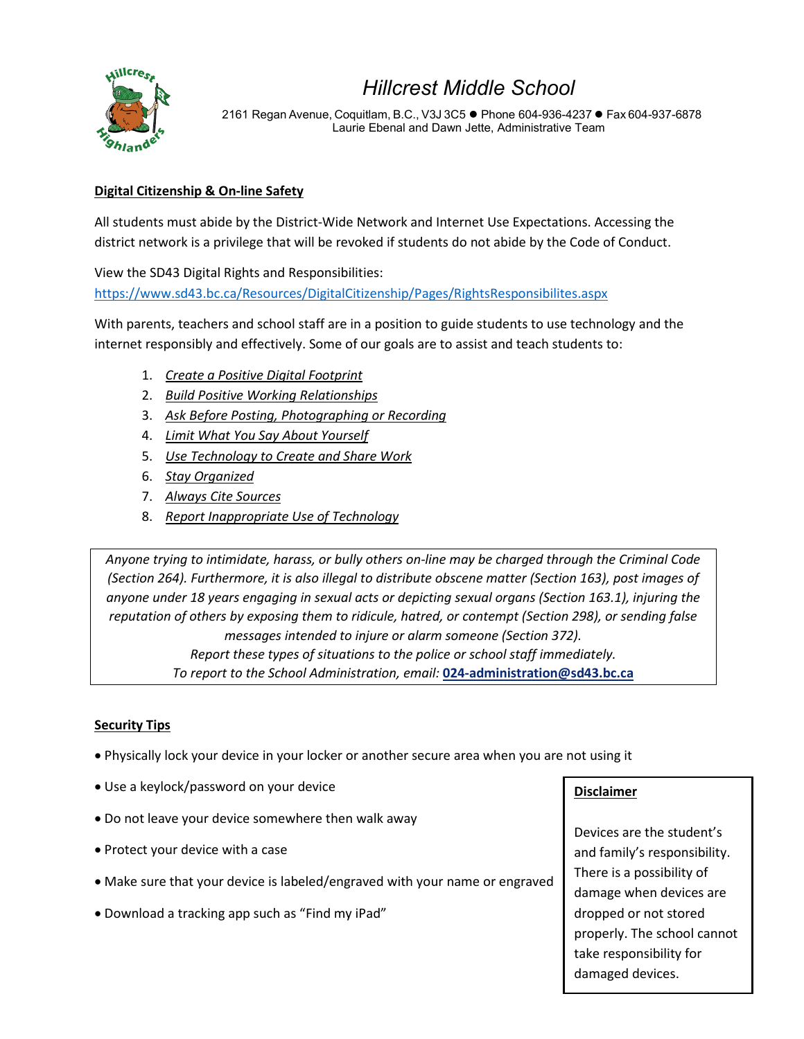# Hillcrest Middle School

2161 Regan Avenue, Coquitlam, B.C., V3J 3C5 ● Phone 604-936-4237 ● Fax 604-937-6878
Laurie Ebenal and Dawn Jette, Administrative Team

## Digital Citizenship & On-line Safety

All students must abide by the District-Wide Network and Internet Use Expectations. Accessing the district network is a privilege that will be revoked if students do not abide by the Code of Conduct.

View the SD43 Digital Rights and Responsibilities:
https://www.sd43.bc.ca/Resources/DigitalCitizenship/Pages/RightsResponsibilites.aspx

With parents, teachers and school staff are in a position to guide students to use technology and the internet responsibly and effectively. Some of our goals are to assist and teach students to:

1. *Create a Positive Digital Footprint*
2. *Build Positive Working Relationships*
3. *Ask Before Posting, Photographing or Recording*
4. *Limit What You Say About Yourself*
5. *Use Technology to Create and Share Work*
6. *Stay Organized*
7. *Always Cite Sources*
8. *Report Inappropriate Use of Technology*

*Anyone trying to intimidate, harass, or bully others on-line may be charged through the Criminal Code (Section 264). Furthermore, it is also illegal to distribute obscene matter (Section 163), post images of anyone under 18 years engaging in sexual acts or depicting sexual organs (Section 163.1), injuring the reputation of others by exposing them to ridicule, hatred, or contempt (Section 298), or sending false messages intended to injure or alarm someone (Section 372).*
*Report these types of situations to the police or school staff immediately.*
*To report to the School Administration, email:* **024-administration@sd43.bc.ca**

## Security Tips

- Physically lock your device in your locker or another secure area when you are not using it
- Use a keylock/password on your device
- Do not leave your device somewhere then walk away
- Protect your device with a case
- Make sure that your device is labeled/engraved with your name or engraved
- Download a tracking app such as "Find my iPad"

**Disclaimer**

Devices are the student's and family's responsibility. There is a possibility of damage when devices are dropped or not stored properly. The school cannot take responsibility for damaged devices.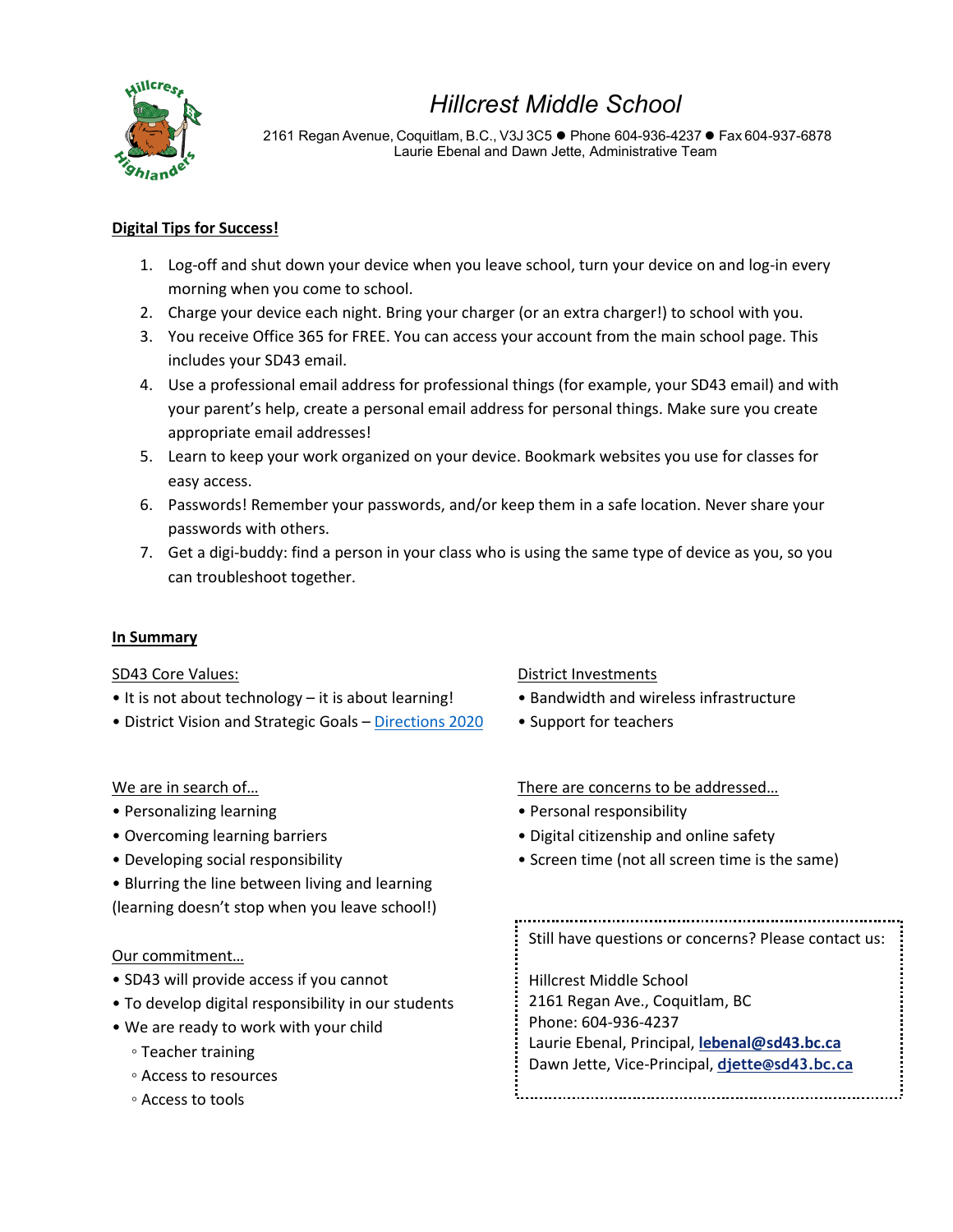# Hillcrest Middle School

2161 Regan Avenue, Coquitlam, B.C., V3J 3C5 ● Phone 604-936-4237 ● Fax 604-937-6878
Laurie Ebenal and Dawn Jette, Administrative Team

## Digital Tips for Success!

1. Log-off and shut down your device when you leave school, turn your device on and log-in every morning when you come to school.
2. Charge your device each night. Bring your charger (or an extra charger!) to school with you.
3. You receive Office 365 for FREE. You can access your account from the main school page. This includes your SD43 email.
4. Use a professional email address for professional things (for example, your SD43 email) and with your parent's help, create a personal email address for personal things. Make sure you create appropriate email addresses!
5. Learn to keep your work organized on your device. Bookmark websites you use for classes for easy access.
6. Passwords! Remember your passwords, and/or keep them in a safe location. Never share your passwords with others.
7. Get a digi-buddy: find a person in your class who is using the same type of device as you, so you can troubleshoot together.

## In Summary

SD43 Core Values:
- It is not about technology – it is about learning!
- District Vision and Strategic Goals – Directions 2020

We are in search of…
- Personalizing learning
- Overcoming learning barriers
- Developing social responsibility
- Blurring the line between living and learning (learning doesn't stop when you leave school!)

Our commitment…
- SD43 will provide access if you cannot
- To develop digital responsibility in our students
- We are ready to work with your child
  - Teacher training
  - Access to resources
  - Access to tools

District Investments
- Bandwidth and wireless infrastructure
- Support for teachers

There are concerns to be addressed…
- Personal responsibility
- Digital citizenship and online safety
- Screen time (not all screen time is the same)

Still have questions or concerns? Please contact us:

Hillcrest Middle School
2161 Regan Ave., Coquitlam, BC
Phone: 604-936-4237
Laurie Ebenal, Principal, **lebenal@sd43.bc.ca**
Dawn Jette, Vice-Principal, **djette@sd43.bc.ca**